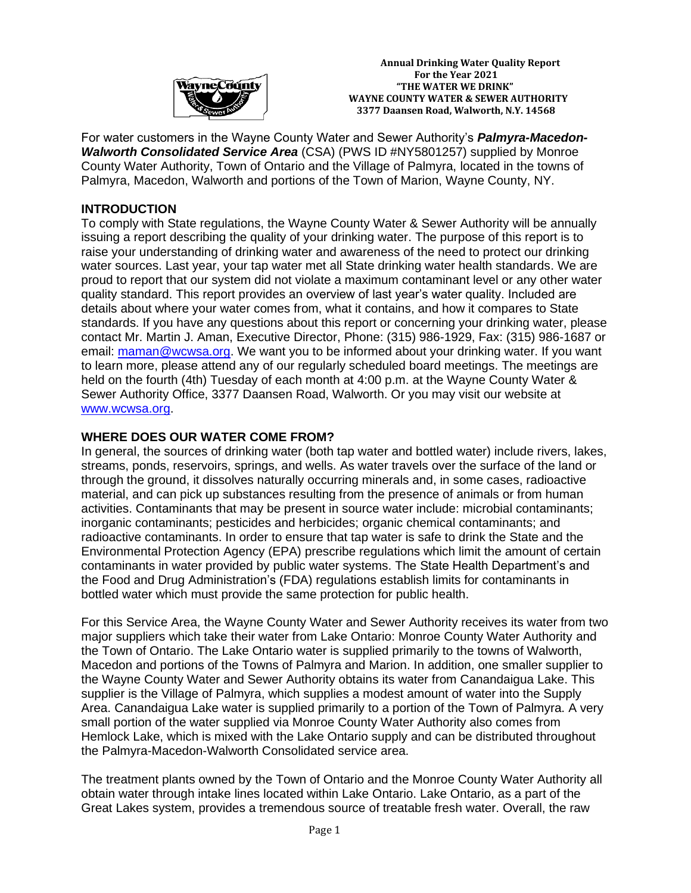**Annual Drinking Water Quality Report**
**For the Year 2021**
**"THE WATER WE DRINK"**
**WAYNE COUNTY WATER & SEWER AUTHORITY**
**3377 Daansen Road, Walworth, N.Y. 14568**

For water customers in the Wayne County Water and Sewer Authority's ***Palmyra-Macedon-Walworth Consolidated Service Area*** (CSA) (PWS ID #NY5801257) supplied by Monroe County Water Authority, Town of Ontario and the Village of Palmyra, located in the towns of Palmyra, Macedon, Walworth and portions of the Town of Marion, Wayne County, NY.

## INTRODUCTION

To comply with State regulations, the Wayne County Water & Sewer Authority will be annually issuing a report describing the quality of your drinking water. The purpose of this report is to raise your understanding of drinking water and awareness of the need to protect our drinking water sources. Last year, your tap water met all State drinking water health standards. We are proud to report that our system did not violate a maximum contaminant level or any other water quality standard. This report provides an overview of last year's water quality. Included are details about where your water comes from, what it contains, and how it compares to State standards. If you have any questions about this report or concerning your drinking water, please contact Mr. Martin J. Aman, Executive Director, Phone: (315) 986-1929, Fax: (315) 986-1687 or email: maman@wcwsa.org. We want you to be informed about your drinking water. If you want to learn more, please attend any of our regularly scheduled board meetings. The meetings are held on the fourth (4th) Tuesday of each month at 4:00 p.m. at the Wayne County Water & Sewer Authority Office, 3377 Daansen Road, Walworth. Or you may visit our website at www.wcwsa.org.

## WHERE DOES OUR WATER COME FROM?

In general, the sources of drinking water (both tap water and bottled water) include rivers, lakes, streams, ponds, reservoirs, springs, and wells. As water travels over the surface of the land or through the ground, it dissolves naturally occurring minerals and, in some cases, radioactive material, and can pick up substances resulting from the presence of animals or from human activities. Contaminants that may be present in source water include: microbial contaminants; inorganic contaminants; pesticides and herbicides; organic chemical contaminants; and radioactive contaminants. In order to ensure that tap water is safe to drink the State and the Environmental Protection Agency (EPA) prescribe regulations which limit the amount of certain contaminants in water provided by public water systems. The State Health Department's and the Food and Drug Administration's (FDA) regulations establish limits for contaminants in bottled water which must provide the same protection for public health.

For this Service Area, the Wayne County Water and Sewer Authority receives its water from two major suppliers which take their water from Lake Ontario: Monroe County Water Authority and the Town of Ontario. The Lake Ontario water is supplied primarily to the towns of Walworth, Macedon and portions of the Towns of Palmyra and Marion. In addition, one smaller supplier to the Wayne County Water and Sewer Authority obtains its water from Canandaigua Lake. This supplier is the Village of Palmyra, which supplies a modest amount of water into the Supply Area. Canandaigua Lake water is supplied primarily to a portion of the Town of Palmyra. A very small portion of the water supplied via Monroe County Water Authority also comes from Hemlock Lake, which is mixed with the Lake Ontario supply and can be distributed throughout the Palmyra-Macedon-Walworth Consolidated service area.

The treatment plants owned by the Town of Ontario and the Monroe County Water Authority all obtain water through intake lines located within Lake Ontario. Lake Ontario, as a part of the Great Lakes system, provides a tremendous source of treatable fresh water. Overall, the raw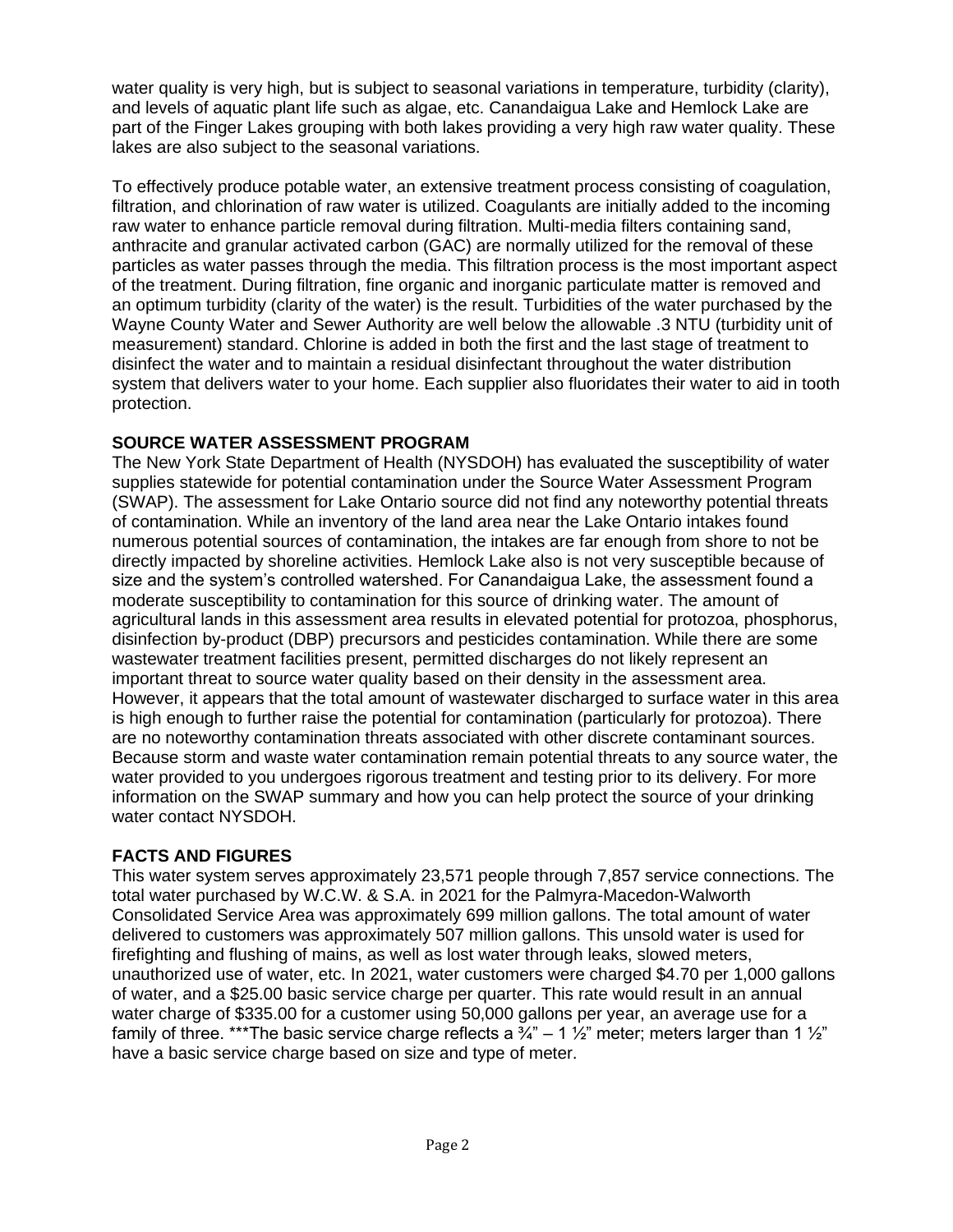water quality is very high, but is subject to seasonal variations in temperature, turbidity (clarity), and levels of aquatic plant life such as algae, etc. Canandaigua Lake and Hemlock Lake are part of the Finger Lakes grouping with both lakes providing a very high raw water quality. These lakes are also subject to the seasonal variations.

To effectively produce potable water, an extensive treatment process consisting of coagulation, filtration, and chlorination of raw water is utilized. Coagulants are initially added to the incoming raw water to enhance particle removal during filtration. Multi-media filters containing sand, anthracite and granular activated carbon (GAC) are normally utilized for the removal of these particles as water passes through the media. This filtration process is the most important aspect of the treatment. During filtration, fine organic and inorganic particulate matter is removed and an optimum turbidity (clarity of the water) is the result. Turbidities of the water purchased by the Wayne County Water and Sewer Authority are well below the allowable .3 NTU (turbidity unit of measurement) standard. Chlorine is added in both the first and the last stage of treatment to disinfect the water and to maintain a residual disinfectant throughout the water distribution system that delivers water to your home. Each supplier also fluoridates their water to aid in tooth protection.

## SOURCE WATER ASSESSMENT PROGRAM

The New York State Department of Health (NYSDOH) has evaluated the susceptibility of water supplies statewide for potential contamination under the Source Water Assessment Program (SWAP). The assessment for Lake Ontario source did not find any noteworthy potential threats of contamination. While an inventory of the land area near the Lake Ontario intakes found numerous potential sources of contamination, the intakes are far enough from shore to not be directly impacted by shoreline activities. Hemlock Lake also is not very susceptible because of size and the system's controlled watershed. For Canandaigua Lake, the assessment found a moderate susceptibility to contamination for this source of drinking water. The amount of agricultural lands in this assessment area results in elevated potential for protozoa, phosphorus, disinfection by-product (DBP) precursors and pesticides contamination. While there are some wastewater treatment facilities present, permitted discharges do not likely represent an important threat to source water quality based on their density in the assessment area. However, it appears that the total amount of wastewater discharged to surface water in this area is high enough to further raise the potential for contamination (particularly for protozoa). There are no noteworthy contamination threats associated with other discrete contaminant sources. Because storm and waste water contamination remain potential threats to any source water, the water provided to you undergoes rigorous treatment and testing prior to its delivery. For more information on the SWAP summary and how you can help protect the source of your drinking water contact NYSDOH.

## FACTS AND FIGURES

This water system serves approximately 23,571 people through 7,857 service connections. The total water purchased by W.C.W. & S.A. in 2021 for the Palmyra-Macedon-Walworth Consolidated Service Area was approximately 699 million gallons. The total amount of water delivered to customers was approximately 507 million gallons. This unsold water is used for firefighting and flushing of mains, as well as lost water through leaks, slowed meters, unauthorized use of water, etc. In 2021, water customers were charged $4.70 per 1,000 gallons of water, and a $25.00 basic service charge per quarter. This rate would result in an annual water charge of $335.00 for a customer using 50,000 gallons per year, an average use for a family of three. ***The basic service charge reflects a ¾" – 1 ½" meter; meters larger than 1 ½" have a basic service charge based on size and type of meter.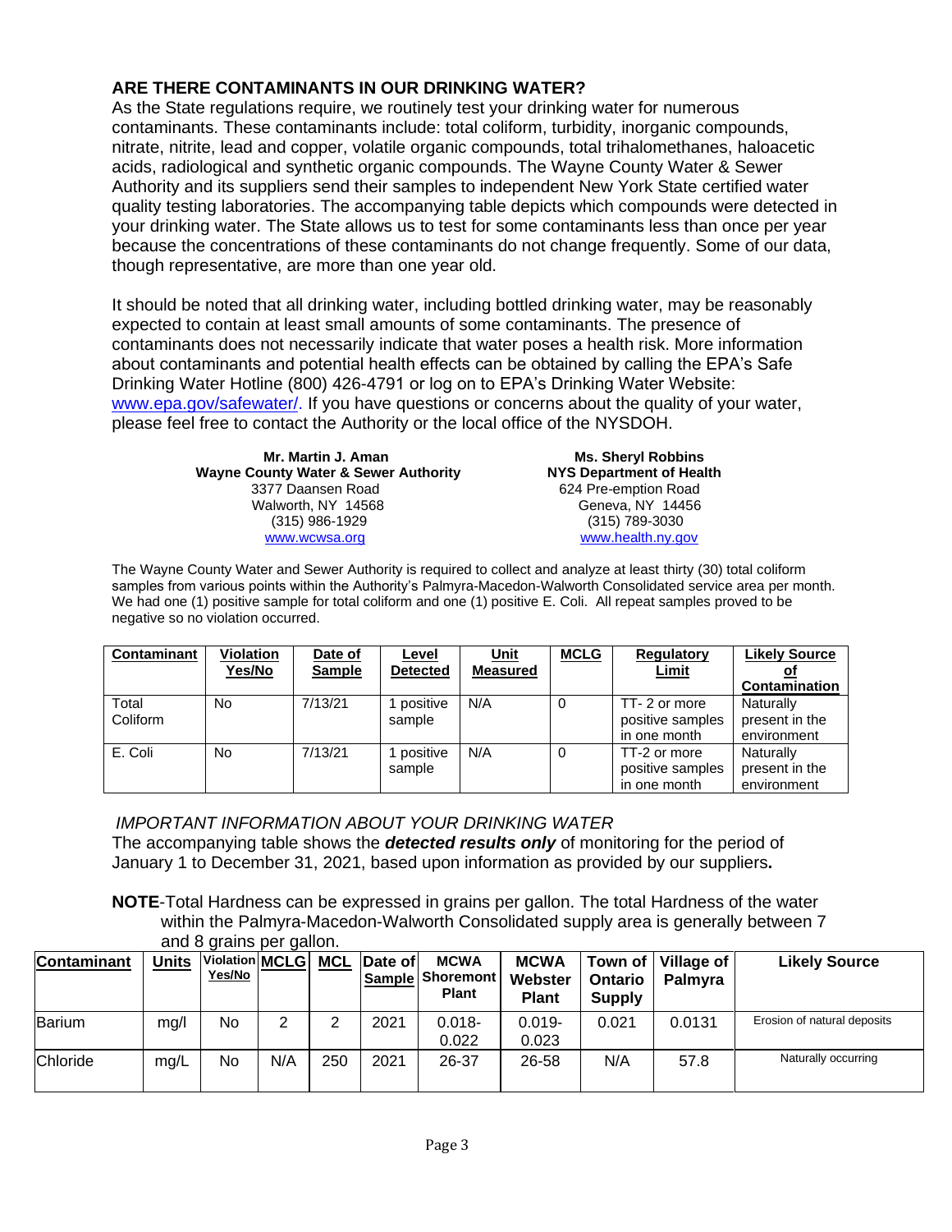## ARE THERE CONTAMINANTS IN OUR DRINKING WATER?

As the State regulations require, we routinely test your drinking water for numerous contaminants. These contaminants include: total coliform, turbidity, inorganic compounds, nitrate, nitrite, lead and copper, volatile organic compounds, total trihalomethanes, haloacetic acids, radiological and synthetic organic compounds. The Wayne County Water & Sewer Authority and its suppliers send their samples to independent New York State certified water quality testing laboratories. The accompanying table depicts which compounds were detected in your drinking water. The State allows us to test for some contaminants less than once per year because the concentrations of these contaminants do not change frequently. Some of our data, though representative, are more than one year old.

It should be noted that all drinking water, including bottled drinking water, may be reasonably expected to contain at least small amounts of some contaminants. The presence of contaminants does not necessarily indicate that water poses a health risk. More information about contaminants and potential health effects can be obtained by calling the EPA's Safe Drinking Water Hotline (800) 426-4791 or log on to EPA's Drinking Water Website: www.epa.gov/safewater/. If you have questions or concerns about the quality of your water, please feel free to contact the Authority or the local office of the NYSDOH.

**Mr. Martin J. Aman**
**Wayne County Water & Sewer Authority**
3377 Daansen Road
Walworth, NY 14568
(315) 986-1929
www.wcwsa.org

**Ms. Sheryl Robbins**
**NYS Department of Health**
624 Pre-emption Road
Geneva, NY 14456
(315) 789-3030
www.health.ny.gov

The Wayne County Water and Sewer Authority is required to collect and analyze at least thirty (30) total coliform samples from various points within the Authority's Palmyra-Macedon-Walworth Consolidated service area per month. We had one (1) positive sample for total coliform and one (1) positive E. Coli. All repeat samples proved to be negative so no violation occurred.

| Contaminant | Violation Yes/No | Date of Sample | Level Detected | Unit Measured | MCLG | Regulatory Limit | Likely Source of Contamination |
|---|---|---|---|---|---|---|---|
| Total Coliform | No | 7/13/21 | 1 positive sample | N/A | 0 | TT- 2 or more positive samples in one month | Naturally present in the environment |
| E. Coli | No | 7/13/21 | 1 positive sample | N/A | 0 | TT-2 or more positive samples in one month | Naturally present in the environment |

*IMPORTANT INFORMATION ABOUT YOUR DRINKING WATER*

The accompanying table shows the ***detected results only*** of monitoring for the period of January 1 to December 31, 2021, based upon information as provided by our suppliers**.**

**NOTE**-Total Hardness can be expressed in grains per gallon. The total Hardness of the water within the Palmyra-Macedon-Walworth Consolidated supply area is generally between 7 and 8 grains per gallon.

| Contaminant | Units | Violation Yes/No | MCLG | MCL | Date of Sample | MCWA Shoremont Plant | MCWA Webster Plant | Town of Ontario Supply | Village of Palmyra | Likely Source |
|---|---|---|---|---|---|---|---|---|---|---|
| Barium | mg/l | No | 2 | 2 | 2021 | 0.018-0.022 | 0.019-0.023 | 0.021 | 0.0131 | Erosion of natural deposits |
| Chloride | mg/L | No | N/A | 250 | 2021 | 26-37 | 26-58 | N/A | 57.8 | Naturally occurring |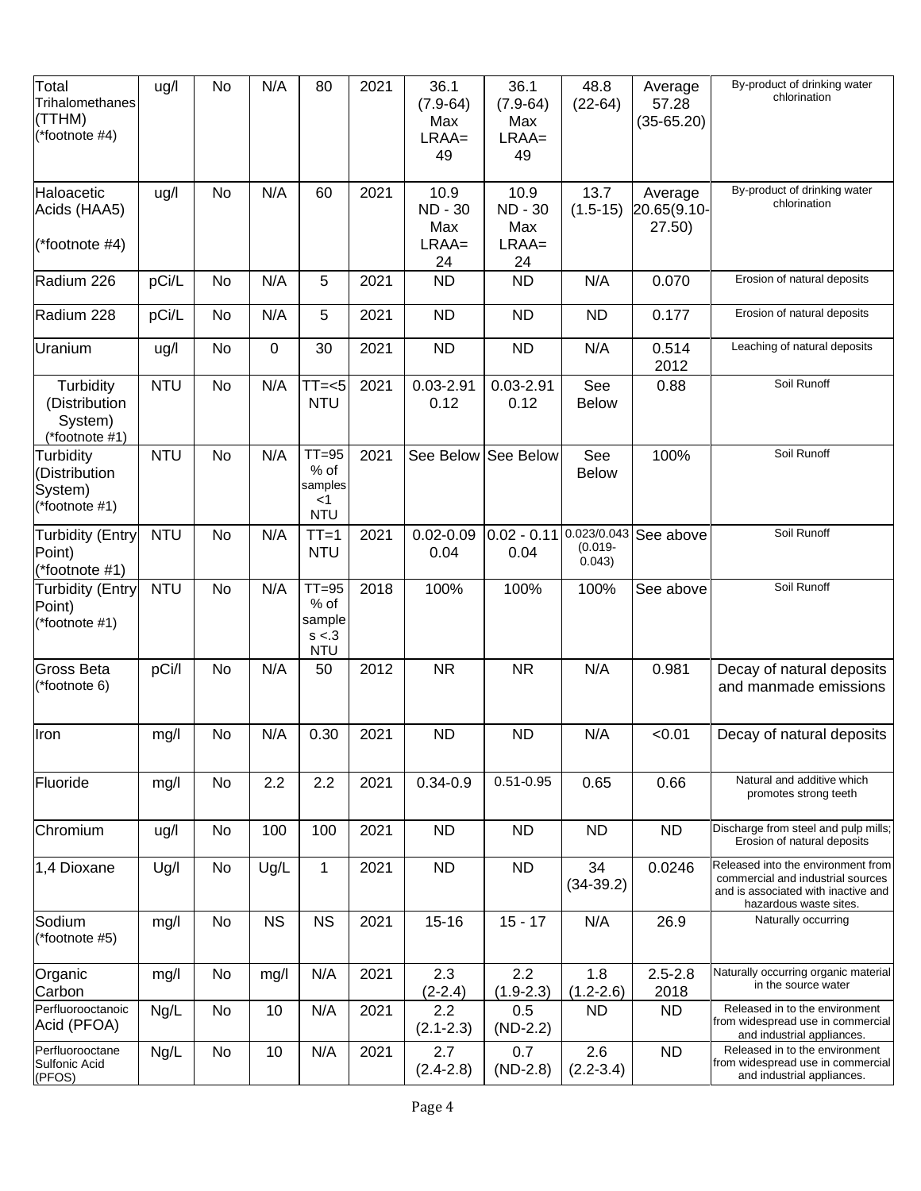| Total Trihalomethanes (TTHM) (*footnote #4) | ug/l | No | N/A | 80 | 2021 | 36.1 (7.9-64) Max LRAA= 49 | 36.1 (7.9-64) Max LRAA= 49 | 48.8 (22-64) | Average 57.28 (35-65.20) | By-product of drinking water chlorination |
|---|---|---|---|---|---|---|---|---|---|---|
| Haloacetic Acids (HAA5) (*footnote #4) | ug/l | No | N/A | 60 | 2021 | 10.9 ND - 30 Max LRAA= 24 | 10.9 ND - 30 Max LRAA= 24 | 13.7 (1.5-15) | Average 20.65(9.10-27.50) | By-product of drinking water chlorination |
| Radium 226 | pCi/L | No | N/A | 5 | 2021 | ND | ND | N/A | 0.070 | Erosion of natural deposits |
| Radium 228 | pCi/L | No | N/A | 5 | 2021 | ND | ND | ND | 0.177 | Erosion of natural deposits |
| Uranium | ug/l | No | 0 | 30 | 2021 | ND | ND | N/A | 0.514 2012 | Leaching of natural deposits |
| Turbidity (Distribution System) (*footnote #1) | NTU | No | N/A | TT=<5 NTU | 2021 | 0.03-2.91 0.12 | 0.03-2.91 0.12 | See Below | 0.88 | Soil Runoff |
| Turbidity (Distribution System) (*footnote #1) | NTU | No | N/A | TT=95 % of samples <1 NTU | 2021 | See Below | See Below | See Below | 100% | Soil Runoff |
| Turbidity (Entry Point) (*footnote #1) | NTU | No | N/A | TT=1 NTU | 2021 | 0.02-0.09 0.04 | 0.02 - 0.11 0.04 | 0.023/0.043 (0.019-0.043) | See above | Soil Runoff |
| Turbidity (Entry Point) (*footnote #1) | NTU | No | N/A | TT=95 % of samples <.3 NTU | 2018 | 100% | 100% | 100% | See above | Soil Runoff |
| Gross Beta (*footnote 6) | pCi/l | No | N/A | 50 | 2012 | NR | NR | N/A | 0.981 | Decay of natural deposits and manmade emissions |
| Iron | mg/l | No | N/A | 0.30 | 2021 | ND | ND | N/A | <0.01 | Decay of natural deposits |
| Fluoride | mg/l | No | 2.2 | 2.2 | 2021 | 0.34-0.9 | 0.51-0.95 | 0.65 | 0.66 | Natural and additive which promotes strong teeth |
| Chromium | ug/l | No | 100 | 100 | 2021 | ND | ND | ND | ND | Discharge from steel and pulp mills; Erosion of natural deposits |
| 1,4 Dioxane | Ug/l | No | Ug/L | 1 | 2021 | ND | ND | 34 (34-39.2) | 0.0246 | Released into the environment from commercial and industrial sources and is associated with inactive and hazardous waste sites. |
| Sodium (*footnote #5) | mg/l | No | NS | NS | 2021 | 15-16 | 15 - 17 | N/A | 26.9 | Naturally occurring |
| Organic Carbon | mg/l | No | mg/l | N/A | 2021 | 2.3 (2-2.4) | 2.2 (1.9-2.3) | 1.8 (1.2-2.6) | 2.5-2.8 2018 | Naturally occurring organic material in the source water |
| Perfluorooctanoic Acid (PFOA) | Ng/L | No | 10 | N/A | 2021 | 2.2 (2.1-2.3) | 0.5 (ND-2.2) | ND | ND | Released in to the environment from widespread use in commercial and industrial appliances. |
| Perfluorooctane Sulfonic Acid (PFOS) | Ng/L | No | 10 | N/A | 2021 | 2.7 (2.4-2.8) | 0.7 (ND-2.8) | 2.6 (2.2-3.4) | ND | Released in to the environment from widespread use in commercial and industrial appliances. |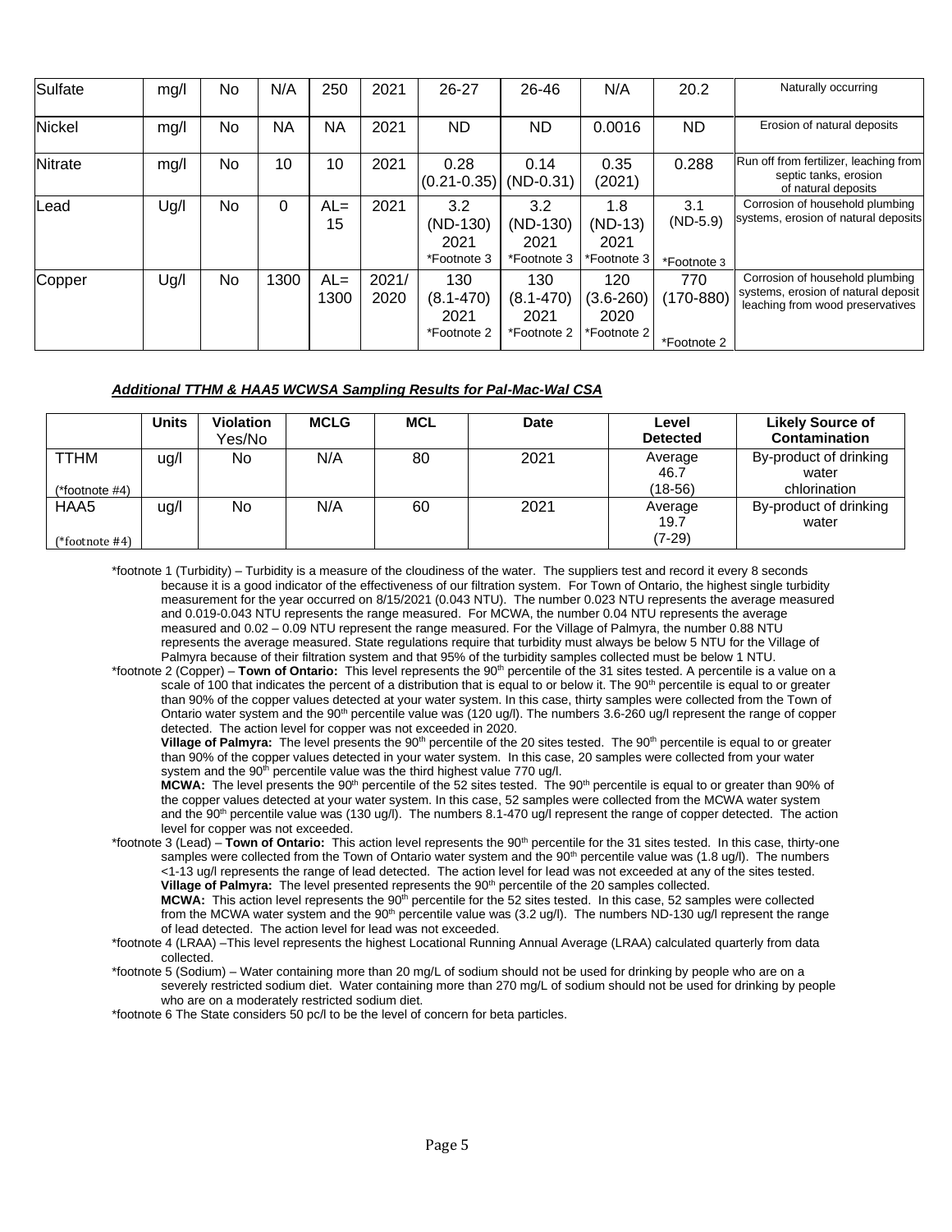| Sulfate | mg/l | No | N/A | 250 | 2021 | 26-27 | 26-46 | N/A | 20.2 | Naturally occurring |
|---|---|---|---|---|---|---|---|---|---|---|
| Nickel | mg/l | No | NA | NA | 2021 | ND | ND | 0.0016 | ND | Erosion of natural deposits |
| Nitrate | mg/l | No | 10 | 10 | 2021 | 0.28 (0.21-0.35) | 0.14 (ND-0.31) | 0.35 (2021) | 0.288 | Run off from fertilizer, leaching from septic tanks, erosion of natural deposits |
| Lead | Ug/l | No | 0 | AL= 15 | 2021 | 3.2 (ND-130) 2021 *Footnote 3 | 3.2 (ND-130) 2021 *Footnote 3 | 1.8 (ND-13) 2021 *Footnote 3 | 3.1 (ND-5.9) *Footnote 3 | Corrosion of household plumbing systems, erosion of natural deposits |
| Copper | Ug/l | No | 1300 | AL= 1300 | 2021/ 2020 | 130 (8.1-470) 2021 *Footnote 2 | 130 (8.1-470) 2021 *Footnote 2 | 120 (3.6-260) 2020 *Footnote 2 | 770 (170-880) *Footnote 2 | Corrosion of household plumbing systems, erosion of natural deposit leaching from wood preservatives |

***Additional TTHM & HAA5 WCWSA Sampling Results for Pal-Mac-Wal CSA***

| | Units | Violation Yes/No | MCLG | MCL | Date | Level Detected | Likely Source of Contamination |
|---|---|---|---|---|---|---|---|
| TTHM (*footnote #4) | ug/l | No | N/A | 80 | 2021 | Average 46.7 (18-56) | By-product of drinking water chlorination |
| HAA5 (*footnote #4) | ug/l | No | N/A | 60 | 2021 | Average 19.7 (7-29) | By-product of drinking water |

*footnote 1 (Turbidity) – Turbidity is a measure of the cloudiness of the water. The suppliers test and record it every 8 seconds because it is a good indicator of the effectiveness of our filtration system. For Town of Ontario, the highest single turbidity measurement for the year occurred on 8/15/2021 (0.043 NTU). The number 0.023 NTU represents the average measured and 0.019-0.043 NTU represents the range measured. For MCWA, the number 0.04 NTU represents the average measured and 0.02 – 0.09 NTU represent the range measured. For the Village of Palmyra, the number 0.88 NTU represents the average measured. State regulations require that turbidity must always be below 5 NTU for the Village of Palmyra because of their filtration system and that 95% of the turbidity samples collected must be below 1 NTU.

*footnote 2 (Copper) – **Town of Ontario:** This level represents the 90th percentile of the 31 sites tested. A percentile is a value on a scale of 100 that indicates the percent of a distribution that is equal to or below it. The 90th percentile is equal to or greater than 90% of the copper values detected at your water system. In this case, thirty samples were collected from the Town of Ontario water system and the 90th percentile value was (120 ug/l). The numbers 3.6-260 ug/l represent the range of copper detected. The action level for copper was not exceeded in 2020.

**Village of Palmyra:** The level presents the 90th percentile of the 20 sites tested. The 90th percentile is equal to or greater than 90% of the copper values detected in your water system. In this case, 20 samples were collected from your water system and the 90th percentile value was the third highest value 770 ug/l.

**MCWA:** The level presents the 90th percentile of the 52 sites tested. The 90th percentile is equal to or greater than 90% of the copper values detected at your water system. In this case, 52 samples were collected from the MCWA water system and the 90th percentile value was (130 ug/l). The numbers 8.1-470 ug/l represent the range of copper detected. The action level for copper was not exceeded.

*footnote 3 (Lead) – **Town of Ontario:** This action level represents the 90th percentile for the 31 sites tested. In this case, thirty-one samples were collected from the Town of Ontario water system and the 90th percentile value was (1.8 ug/l). The numbers <1-13 ug/l represents the range of lead detected. The action level for lead was not exceeded at any of the sites tested.

**Village of Palmyra:** The level presented represents the 90th percentile of the 20 samples collected.

**MCWA:** This action level represents the 90th percentile for the 52 sites tested. In this case, 52 samples were collected from the MCWA water system and the 90th percentile value was (3.2 ug/l). The numbers ND-130 ug/l represent the range of lead detected. The action level for lead was not exceeded.

*footnote 4 (LRAA) –This level represents the highest Locational Running Annual Average (LRAA) calculated quarterly from data collected.

*footnote 5 (Sodium) – Water containing more than 20 mg/L of sodium should not be used for drinking by people who are on a severely restricted sodium diet. Water containing more than 270 mg/L of sodium should not be used for drinking by people who are on a moderately restricted sodium diet.

*footnote 6 The State considers 50 pc/l to be the level of concern for beta particles.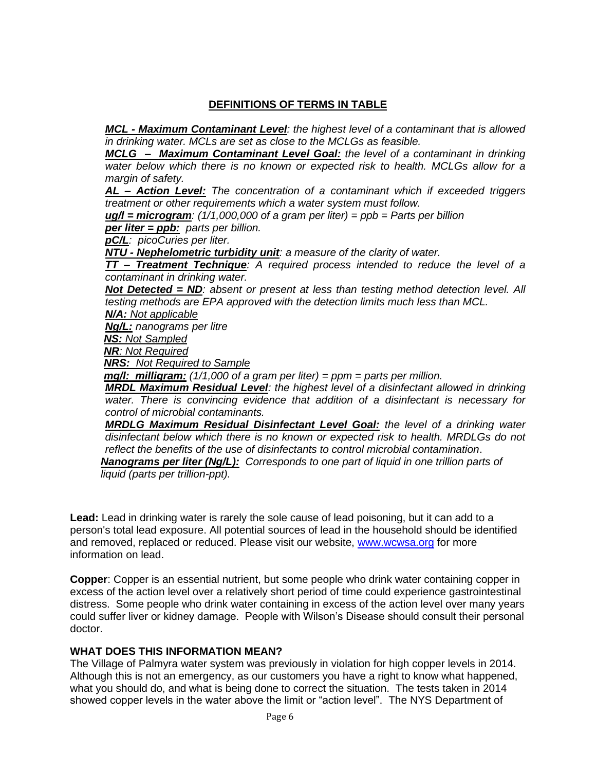## DEFINITIONS OF TERMS IN TABLE

***MCL - Maximum Contaminant Level****: the highest level of a contaminant that is allowed in drinking water. MCLs are set as close to the MCLGs as feasible.*

***MCLG – Maximum Contaminant Level Goal:*** *the level of a contaminant in drinking water below which there is no known or expected risk to health. MCLGs allow for a margin of safety.*

***AL – Action Level:*** *The concentration of a contaminant which if exceeded triggers treatment or other requirements which a water system must follow.*

***ug/l = microgram****: (1/1,000,000 of a gram per liter) = ppb = Parts per billion*

***per liter = ppb:*** *parts per billion.*

***pC/L****: picoCuries per liter.*

***NTU - Nephelometric turbidity unit****: a measure of the clarity of water.*

***TT – Treatment Technique****: A required process intended to reduce the level of a contaminant in drinking water.*

***Not Detected = ND****: absent or present at less than testing method detection level. All testing methods are EPA approved with the detection limits much less than MCL.*

***N/A:*** *Not applicable*

***Ng/L:*** *nanograms per litre*

***NS:*** *Not Sampled*

***NR****: Not Required*

***NRS:*** *Not Required to Sample*

***mg/l: milligram:*** *(1/1,000 of a gram per liter) = ppm = parts per million.*

***MRDL Maximum Residual Level****: the highest level of a disinfectant allowed in drinking water. There is convincing evidence that addition of a disinfectant is necessary for control of microbial contaminants.*

***MRDLG Maximum Residual Disinfectant Level Goal:*** *the level of a drinking water disinfectant below which there is no known or expected risk to health. MRDLGs do not reflect the benefits of the use of disinfectants to control microbial contamination*.

***Nanograms per liter (Ng/L):*** *Corresponds to one part of liquid in one trillion parts of liquid (parts per trillion-ppt).*

**Lead:** Lead in drinking water is rarely the sole cause of lead poisoning, but it can add to a person's total lead exposure. All potential sources of lead in the household should be identified and removed, replaced or reduced. Please visit our website, www.wcwsa.org for more information on lead.

**Copper**: Copper is an essential nutrient, but some people who drink water containing copper in excess of the action level over a relatively short period of time could experience gastrointestinal distress. Some people who drink water containing in excess of the action level over many years could suffer liver or kidney damage. People with Wilson's Disease should consult their personal doctor.

### WHAT DOES THIS INFORMATION MEAN?

The Village of Palmyra water system was previously in violation for high copper levels in 2014. Although this is not an emergency, as our customers you have a right to know what happened, what you should do, and what is being done to correct the situation. The tests taken in 2014 showed copper levels in the water above the limit or "action level". The NYS Department of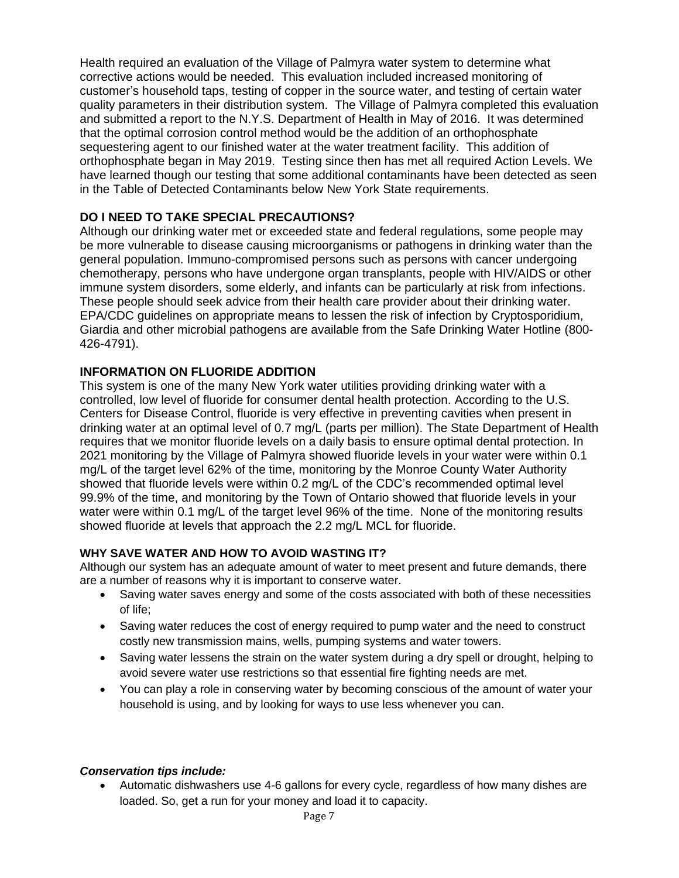Health required an evaluation of the Village of Palmyra water system to determine what corrective actions would be needed. This evaluation included increased monitoring of customer's household taps, testing of copper in the source water, and testing of certain water quality parameters in their distribution system. The Village of Palmyra completed this evaluation and submitted a report to the N.Y.S. Department of Health in May of 2016. It was determined that the optimal corrosion control method would be the addition of an orthophosphate sequestering agent to our finished water at the water treatment facility. This addition of orthophosphate began in May 2019. Testing since then has met all required Action Levels. We have learned though our testing that some additional contaminants have been detected as seen in the Table of Detected Contaminants below New York State requirements.

### DO I NEED TO TAKE SPECIAL PRECAUTIONS?

Although our drinking water met or exceeded state and federal regulations, some people may be more vulnerable to disease causing microorganisms or pathogens in drinking water than the general population. Immuno-compromised persons such as persons with cancer undergoing chemotherapy, persons who have undergone organ transplants, people with HIV/AIDS or other immune system disorders, some elderly, and infants can be particularly at risk from infections. These people should seek advice from their health care provider about their drinking water. EPA/CDC guidelines on appropriate means to lessen the risk of infection by Cryptosporidium, Giardia and other microbial pathogens are available from the Safe Drinking Water Hotline (800-426-4791).

### INFORMATION ON FLUORIDE ADDITION

This system is one of the many New York water utilities providing drinking water with a controlled, low level of fluoride for consumer dental health protection. According to the U.S. Centers for Disease Control, fluoride is very effective in preventing cavities when present in drinking water at an optimal level of 0.7 mg/L (parts per million). The State Department of Health requires that we monitor fluoride levels on a daily basis to ensure optimal dental protection. In 2021 monitoring by the Village of Palmyra showed fluoride levels in your water were within 0.1 mg/L of the target level 62% of the time, monitoring by the Monroe County Water Authority showed that fluoride levels were within 0.2 mg/L of the CDC's recommended optimal level 99.9% of the time, and monitoring by the Town of Ontario showed that fluoride levels in your water were within 0.1 mg/L of the target level 96% of the time. None of the monitoring results showed fluoride at levels that approach the 2.2 mg/L MCL for fluoride.

### WHY SAVE WATER AND HOW TO AVOID WASTING IT?

Although our system has an adequate amount of water to meet present and future demands, there are a number of reasons why it is important to conserve water.

- Saving water saves energy and some of the costs associated with both of these necessities of life;
- Saving water reduces the cost of energy required to pump water and the need to construct costly new transmission mains, wells, pumping systems and water towers.
- Saving water lessens the strain on the water system during a dry spell or drought, helping to avoid severe water use restrictions so that essential fire fighting needs are met.
- You can play a role in conserving water by becoming conscious of the amount of water your household is using, and by looking for ways to use less whenever you can.

***Conservation tips include:***

- Automatic dishwashers use 4-6 gallons for every cycle, regardless of how many dishes are loaded. So, get a run for your money and load it to capacity.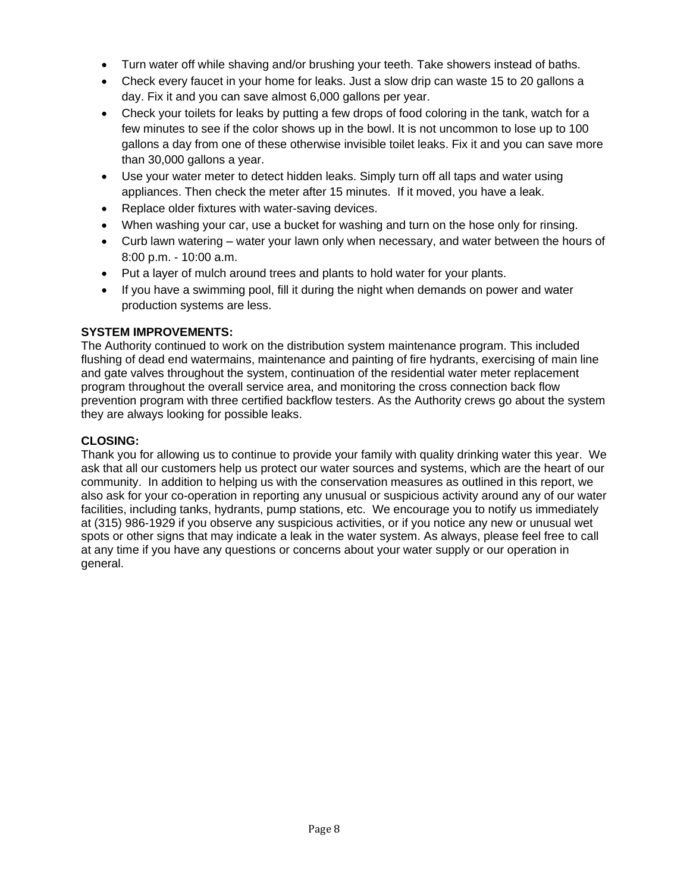- Turn water off while shaving and/or brushing your teeth. Take showers instead of baths.
- Check every faucet in your home for leaks. Just a slow drip can waste 15 to 20 gallons a day. Fix it and you can save almost 6,000 gallons per year.
- Check your toilets for leaks by putting a few drops of food coloring in the tank, watch for a few minutes to see if the color shows up in the bowl. It is not uncommon to lose up to 100 gallons a day from one of these otherwise invisible toilet leaks. Fix it and you can save more than 30,000 gallons a year.
- Use your water meter to detect hidden leaks. Simply turn off all taps and water using appliances. Then check the meter after 15 minutes. If it moved, you have a leak.
- Replace older fixtures with water-saving devices.
- When washing your car, use a bucket for washing and turn on the hose only for rinsing.
- Curb lawn watering – water your lawn only when necessary, and water between the hours of 8:00 p.m. - 10:00 a.m.
- Put a layer of mulch around trees and plants to hold water for your plants.
- If you have a swimming pool, fill it during the night when demands on power and water production systems are less.

**SYSTEM IMPROVEMENTS:**

The Authority continued to work on the distribution system maintenance program. This included flushing of dead end watermains, maintenance and painting of fire hydrants, exercising of main line and gate valves throughout the system, continuation of the residential water meter replacement program throughout the overall service area, and monitoring the cross connection back flow prevention program with three certified backflow testers. As the Authority crews go about the system they are always looking for possible leaks.

**CLOSING:**

Thank you for allowing us to continue to provide your family with quality drinking water this year. We ask that all our customers help us protect our water sources and systems, which are the heart of our community. In addition to helping us with the conservation measures as outlined in this report, we also ask for your co-operation in reporting any unusual or suspicious activity around any of our water facilities, including tanks, hydrants, pump stations, etc. We encourage you to notify us immediately at (315) 986-1929 if you observe any suspicious activities, or if you notice any new or unusual wet spots or other signs that may indicate a leak in the water system. As always, please feel free to call at any time if you have any questions or concerns about your water supply or our operation in general.